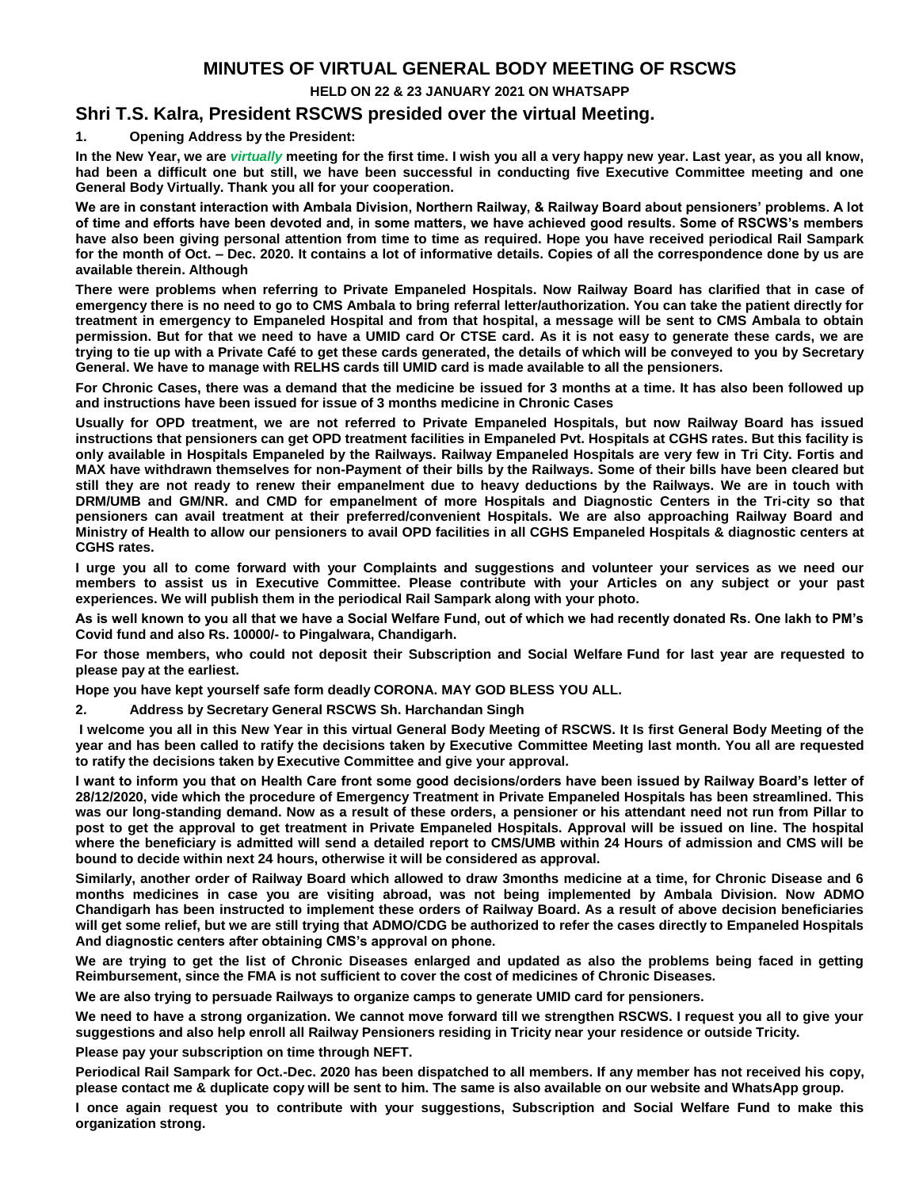# MINUTES OF VIRTUAL GENERAL BODY MEETING OF RSCWS

**HELD ON 22 & 23 JANUARY 2021 ON WHATSAPP**

## Shri T.S. Kalra, President RSCWS presided over the virtual Meeting.

**1. Opening Address by the President:**

**In the New Year, we are *virtually* meeting for the first time. I wish you all a very happy new year. Last year, as you all know, had been a difficult one but still, we have been successful in conducting five Executive Committee meeting and one General Body Virtually. Thank you all for your cooperation.**

**We are in constant interaction with Ambala Division, Northern Railway, & Railway Board about pensioners' problems. A lot of time and efforts have been devoted and, in some matters, we have achieved good results. Some of RSCWS's members have also been giving personal attention from time to time as required. Hope you have received periodical Rail Sampark for the month of Oct. – Dec. 2020. It contains a lot of informative details. Copies of all the correspondence done by us are available therein. Although**

**There were problems when referring to Private Empaneled Hospitals. Now Railway Board has clarified that in case of emergency there is no need to go to CMS Ambala to bring referral letter/authorization. You can take the patient directly for treatment in emergency to Empaneled Hospital and from that hospital, a message will be sent to CMS Ambala to obtain permission. But for that we need to have a UMID card Or CTSE card. As it is not easy to generate these cards, we are trying to tie up with a Private Café to get these cards generated, the details of which will be conveyed to you by Secretary General. We have to manage with RELHS cards till UMID card is made available to all the pensioners.**

**For Chronic Cases, there was a demand that the medicine be issued for 3 months at a time. It has also been followed up and instructions have been issued for issue of 3 months medicine in Chronic Cases**

**Usually for OPD treatment, we are not referred to Private Empaneled Hospitals, but now Railway Board has issued instructions that pensioners can get OPD treatment facilities in Empaneled Pvt. Hospitals at CGHS rates. But this facility is only available in Hospitals Empaneled by the Railways. Railway Empaneled Hospitals are very few in Tri City. Fortis and MAX have withdrawn themselves for non-Payment of their bills by the Railways. Some of their bills have been cleared but still they are not ready to renew their empanelment due to heavy deductions by the Railways. We are in touch with DRM/UMB and GM/NR. and CMD for empanelment of more Hospitals and Diagnostic Centers in the Tri-city so that pensioners can avail treatment at their preferred/convenient Hospitals. We are also approaching Railway Board and Ministry of Health to allow our pensioners to avail OPD facilities in all CGHS Empaneled Hospitals & diagnostic centers at CGHS rates.**

**I urge you all to come forward with your Complaints and suggestions and volunteer your services as we need our members to assist us in Executive Committee. Please contribute with your Articles on any subject or your past experiences. We will publish them in the periodical Rail Sampark along with your photo.**

**As is well known to you all that we have a Social Welfare Fund, out of which we had recently donated Rs. One lakh to PM's Covid fund and also Rs. 10000/- to Pingalwara, Chandigarh.**

**For those members, who could not deposit their Subscription and Social Welfare Fund for last year are requested to please pay at the earliest.**

**Hope you have kept yourself safe form deadly CORONA. MAY GOD BLESS YOU ALL.**

**2. Address by Secretary General RSCWS Sh. Harchandan Singh**

**I welcome you all in this New Year in this virtual General Body Meeting of RSCWS. It Is first General Body Meeting of the year and has been called to ratify the decisions taken by Executive Committee Meeting last month. You all are requested to ratify the decisions taken by Executive Committee and give your approval.**

**I want to inform you that on Health Care front some good decisions/orders have been issued by Railway Board's letter of 28/12/2020, vide which the procedure of Emergency Treatment in Private Empaneled Hospitals has been streamlined. This was our long-standing demand. Now as a result of these orders, a pensioner or his attendant need not run from Pillar to post to get the approval to get treatment in Private Empaneled Hospitals. Approval will be issued on line. The hospital where the beneficiary is admitted will send a detailed report to CMS/UMB within 24 Hours of admission and CMS will be bound to decide within next 24 hours, otherwise it will be considered as approval.**

**Similarly, another order of Railway Board which allowed to draw 3months medicine at a time, for Chronic Disease and 6 months medicines in case you are visiting abroad, was not being implemented by Ambala Division. Now ADMO Chandigarh has been instructed to implement these orders of Railway Board. As a result of above decision beneficiaries will get some relief, but we are still trying that ADMO/CDG be authorized to refer the cases directly to Empaneled Hospitals And diagnostic centers after obtaining CMS's approval on phone.**

**We are trying to get the list of Chronic Diseases enlarged and updated as also the problems being faced in getting Reimbursement, since the FMA is not sufficient to cover the cost of medicines of Chronic Diseases.**

**We are also trying to persuade Railways to organize camps to generate UMID card for pensioners.**

**We need to have a strong organization. We cannot move forward till we strengthen RSCWS. I request you all to give your suggestions and also help enroll all Railway Pensioners residing in Tricity near your residence or outside Tricity.**

**Please pay your subscription on time through NEFT.**

**Periodical Rail Sampark for Oct.-Dec. 2020 has been dispatched to all members. If any member has not received his copy, please contact me & duplicate copy will be sent to him. The same is also available on our website and WhatsApp group.**

**I once again request you to contribute with your suggestions, Subscription and Social Welfare Fund to make this organization strong.**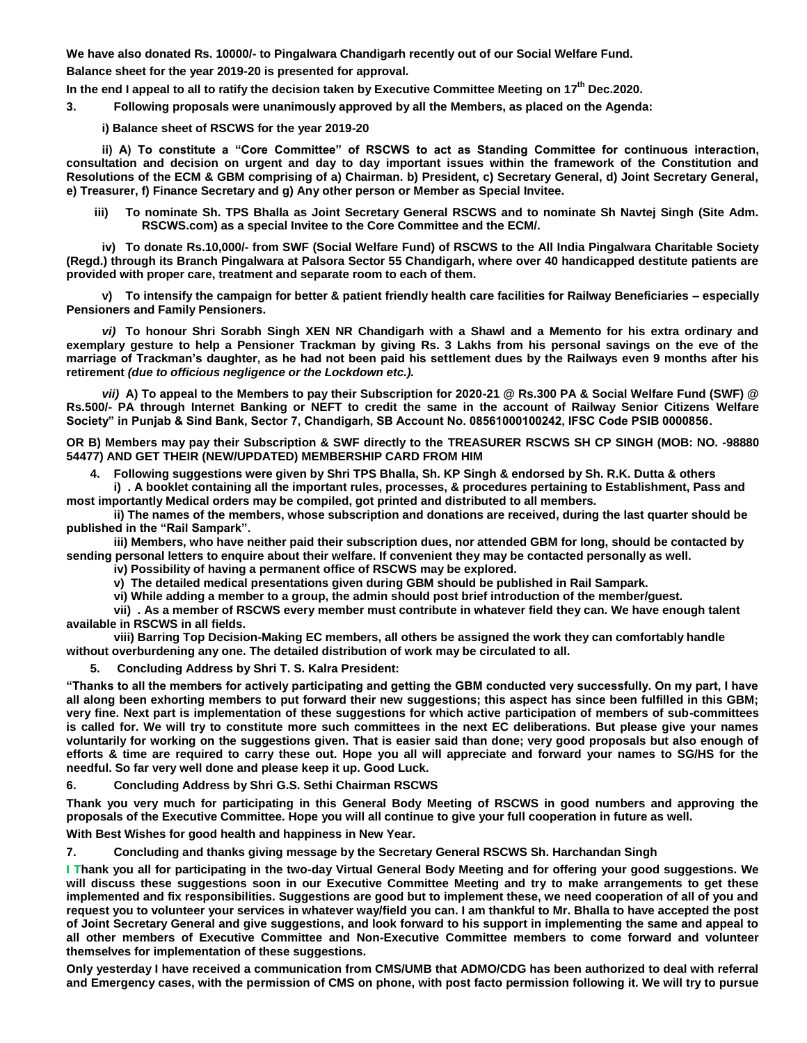**We have also donated Rs. 10000/- to Pingalwara Chandigarh recently out of our Social Welfare Fund.**

**Balance sheet for the year 2019-20 is presented for approval.**

**In the end I appeal to all to ratify the decision taken by Executive Committee Meeting on 17th Dec.2020.**

**3. Following proposals were unanimously approved by all the Members, as placed on the Agenda:**

**i) Balance sheet of RSCWS for the year 2019-20**

**ii) A) To constitute a "Core Committee" of RSCWS to act as Standing Committee for continuous interaction, consultation and decision on urgent and day to day important issues within the framework of the Constitution and Resolutions of the ECM & GBM comprising of a) Chairman. b) President, c) Secretary General, d) Joint Secretary General, e) Treasurer, f) Finance Secretary and g) Any other person or Member as Special Invitee.**

**iii) To nominate Sh. TPS Bhalla as Joint Secretary General RSCWS and to nominate Sh Navtej Singh (Site Adm. RSCWS.com) as a special Invitee to the Core Committee and the ECM/.**

**iv) To donate Rs.10,000/- from SWF (Social Welfare Fund) of RSCWS to the All India Pingalwara Charitable Society (Regd.) through its Branch Pingalwara at Palsora Sector 55 Chandigarh, where over 40 handicapped destitute patients are provided with proper care, treatment and separate room to each of them.**

**v) To intensify the campaign for better & patient friendly health care facilities for Railway Beneficiaries – especially Pensioners and Family Pensioners.**

***vi)* To honour Shri Sorabh Singh XEN NR Chandigarh with a Shawl and a Memento for his extra ordinary and exemplary gesture to help a Pensioner Trackman by giving Rs. 3 Lakhs from his personal savings on the eve of the marriage of Trackman's daughter, as he had not been paid his settlement dues by the Railways even 9 months after his retirement *(due to officious negligence or the Lockdown etc.).***

***vii)* A) To appeal to the Members to pay their Subscription for 2020-21 @ Rs.300 PA & Social Welfare Fund (SWF) @ Rs.500/- PA through Internet Banking or NEFT to credit the same in the account of Railway Senior Citizens Welfare Society" in Punjab & Sind Bank, Sector 7, Chandigarh, SB Account No. 08561000100242, IFSC Code PSIB 0000856.**

**OR B) Members may pay their Subscription & SWF directly to the TREASURER RSCWS SH CP SINGH (MOB: NO. -98880 54477) AND GET THEIR (NEW/UPDATED) MEMBERSHIP CARD FROM HIM**

**4. Following suggestions were given by Shri TPS Bhalla, Sh. KP Singh & endorsed by Sh. R.K. Dutta & others**

**i) . A booklet containing all the important rules, processes, & procedures pertaining to Establishment, Pass and most importantly Medical orders may be compiled, got printed and distributed to all members.**

**ii) The names of the members, whose subscription and donations are received, during the last quarter should be published in the "Rail Sampark".**

**iii) Members, who have neither paid their subscription dues, nor attended GBM for long, should be contacted by sending personal letters to enquire about their welfare. If convenient they may be contacted personally as well.**

**iv) Possibility of having a permanent office of RSCWS may be explored.**

**v) The detailed medical presentations given during GBM should be published in Rail Sampark.**

**vi) While adding a member to a group, the admin should post brief introduction of the member/guest.**

**vii) . As a member of RSCWS every member must contribute in whatever field they can. We have enough talent available in RSCWS in all fields.**

**viii) Barring Top Decision-Making EC members, all others be assigned the work they can comfortably handle without overburdening any one. The detailed distribution of work may be circulated to all.**

**5. Concluding Address by Shri T. S. Kalra President:**

**"Thanks to all the members for actively participating and getting the GBM conducted very successfully. On my part, I have all along been exhorting members to put forward their new suggestions; this aspect has since been fulfilled in this GBM; very fine. Next part is implementation of these suggestions for which active participation of members of sub-committees is called for. We will try to constitute more such committees in the next EC deliberations. But please give your names voluntarily for working on the suggestions given. That is easier said than done; very good proposals but also enough of efforts & time are required to carry these out. Hope you all will appreciate and forward your names to SG/HS for the needful. So far very well done and please keep it up. Good Luck.**

**6. Concluding Address by Shri G.S. Sethi Chairman RSCWS**

**Thank you very much for participating in this General Body Meeting of RSCWS in good numbers and approving the proposals of the Executive Committee. Hope you will all continue to give your full cooperation in future as well.**

**With Best Wishes for good health and happiness in New Year.**

**7. Concluding and thanks giving message by the Secretary General RSCWS Sh. Harchandan Singh**

**I Thank you all for participating in the two-day Virtual General Body Meeting and for offering your good suggestions. We will discuss these suggestions soon in our Executive Committee Meeting and try to make arrangements to get these implemented and fix responsibilities. Suggestions are good but to implement these, we need cooperation of all of you and request you to volunteer your services in whatever way/field you can. I am thankful to Mr. Bhalla to have accepted the post of Joint Secretary General and give suggestions, and look forward to his support in implementing the same and appeal to all other members of Executive Committee and Non-Executive Committee members to come forward and volunteer themselves for implementation of these suggestions.**

**Only yesterday I have received a communication from CMS/UMB that ADMO/CDG has been authorized to deal with referral and Emergency cases, with the permission of CMS on phone, with post facto permission following it. We will try to pursue**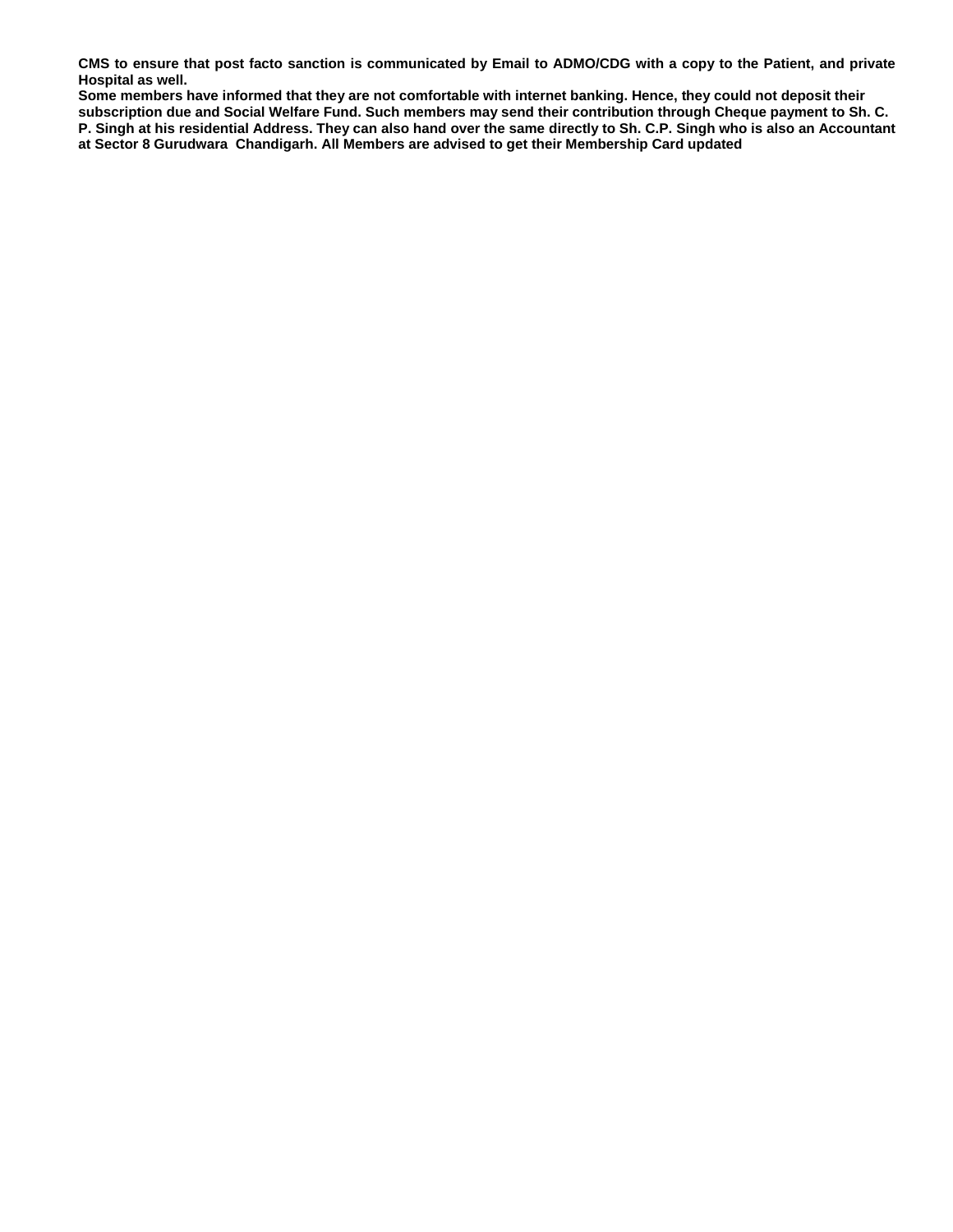**CMS to ensure that post facto sanction is communicated by Email to ADMO/CDG with a copy to the Patient, and private Hospital as well.**

**Some members have informed that they are not comfortable with internet banking. Hence, they could not deposit their subscription due and Social Welfare Fund. Such members may send their contribution through Cheque payment to Sh. C. P. Singh at his residential Address. They can also hand over the same directly to Sh. C.P. Singh who is also an Accountant at Sector 8 Gurudwara Chandigarh. All Members are advised to get their Membership Card updated**